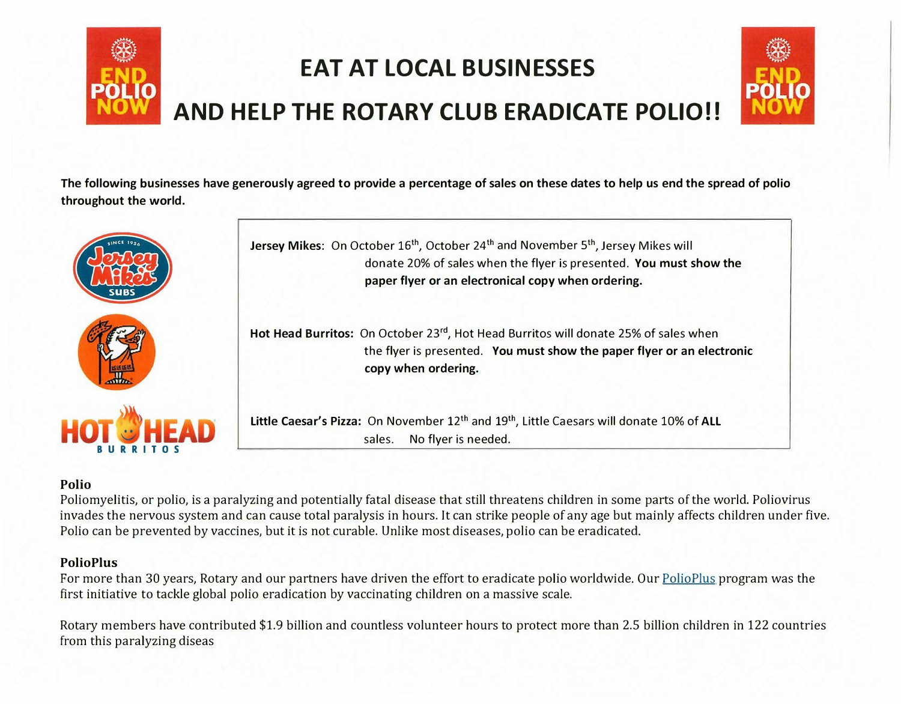# EAT AT LOCAL BUSINESSES

# AND HELP THE ROTARY CLUB ERADICATE POLIO!!

**The following businesses have generously agreed to provide a percentage of sales on these dates to help us end the spread of polio throughout the world.**

**Jersey Mikes**: On October 16th, October 24th and November 5th, Jersey Mikes will donate 20% of sales when the flyer is presented. **You must show the paper flyer or an electronical copy when ordering.**

**Hot Head Burritos:** On October 23rd, Hot Head Burritos will donate 25% of sales when the flyer is presented. **You must show the paper flyer or an electronic copy when ordering.**

**Little Caesar's Pizza:** On November 12th and 19th, Little Caesars will donate 10% of **ALL** sales. No flyer is needed.

## Polio

Poliomyelitis, or polio, is a paralyzing and potentially fatal disease that still threatens children in some parts of the world. Poliovirus invades the nervous system and can cause total paralysis in hours. It can strike people of any age but mainly affects children under five. Polio can be prevented by vaccines, but it is not curable. Unlike most diseases, polio can be eradicated.

## PolioPlus

For more than 30 years, Rotary and our partners have driven the effort to eradicate polio worldwide. Our PolioPlus program was the first initiative to tackle global polio eradication by vaccinating children on a massive scale.

Rotary members have contributed $1.9 billion and countless volunteer hours to protect more than 2.5 billion children in 122 countries from this paralyzing diseas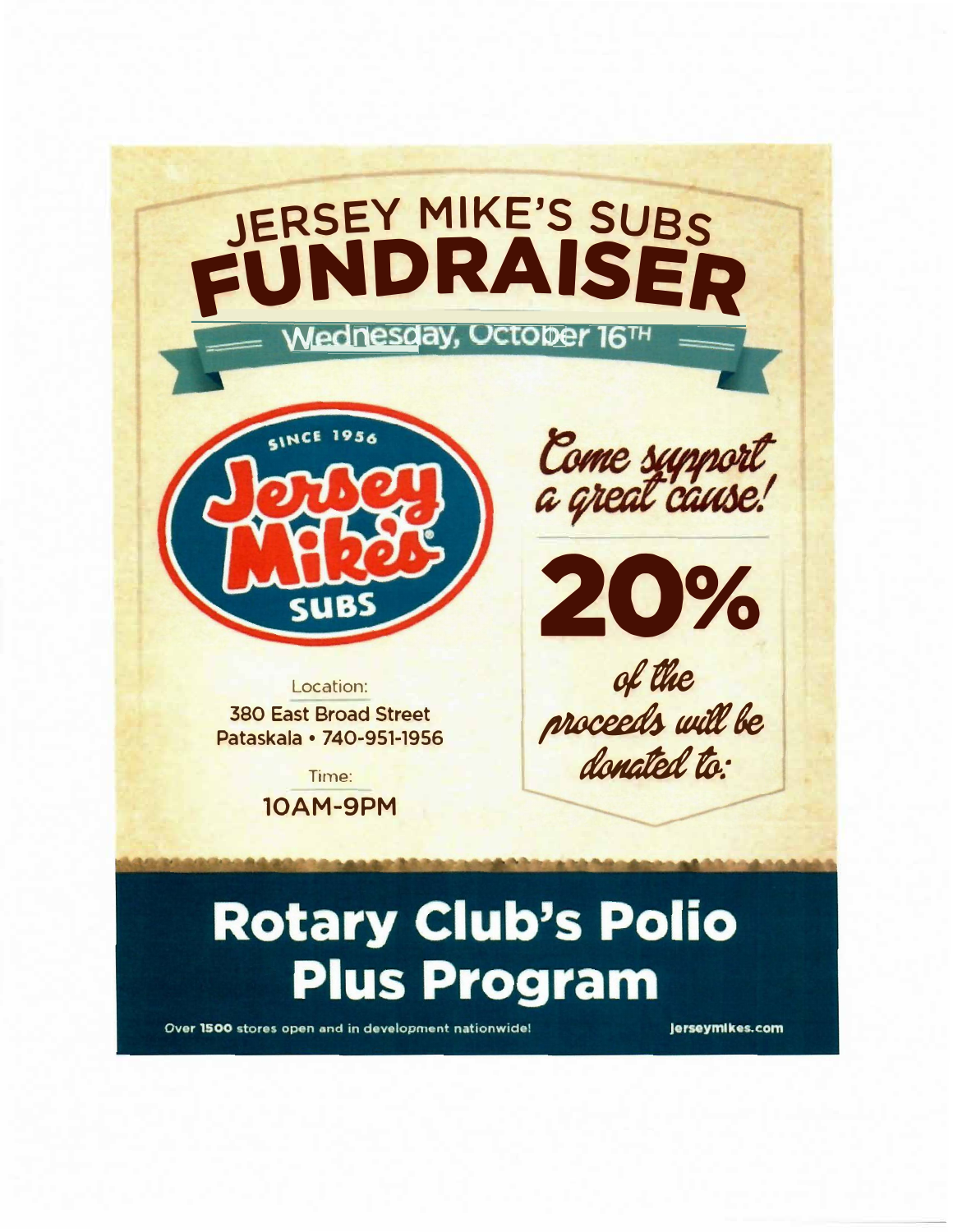# JERSEY MIKE'S SUBS FUNDRAISER

## Wednesday, October 16TH

SINCE 1956

**Jersey Mike's SUBS**

*Come support a great cause!*

**20%**

*of the proceeds will be donated to:*

Location:

380 East Broad Street
Pataskala • 740-951-1956

Time:

10AM-9PM

## Rotary Club's Polio Plus Program

Over 1500 stores open and in development nationwide!

jerseymikes.com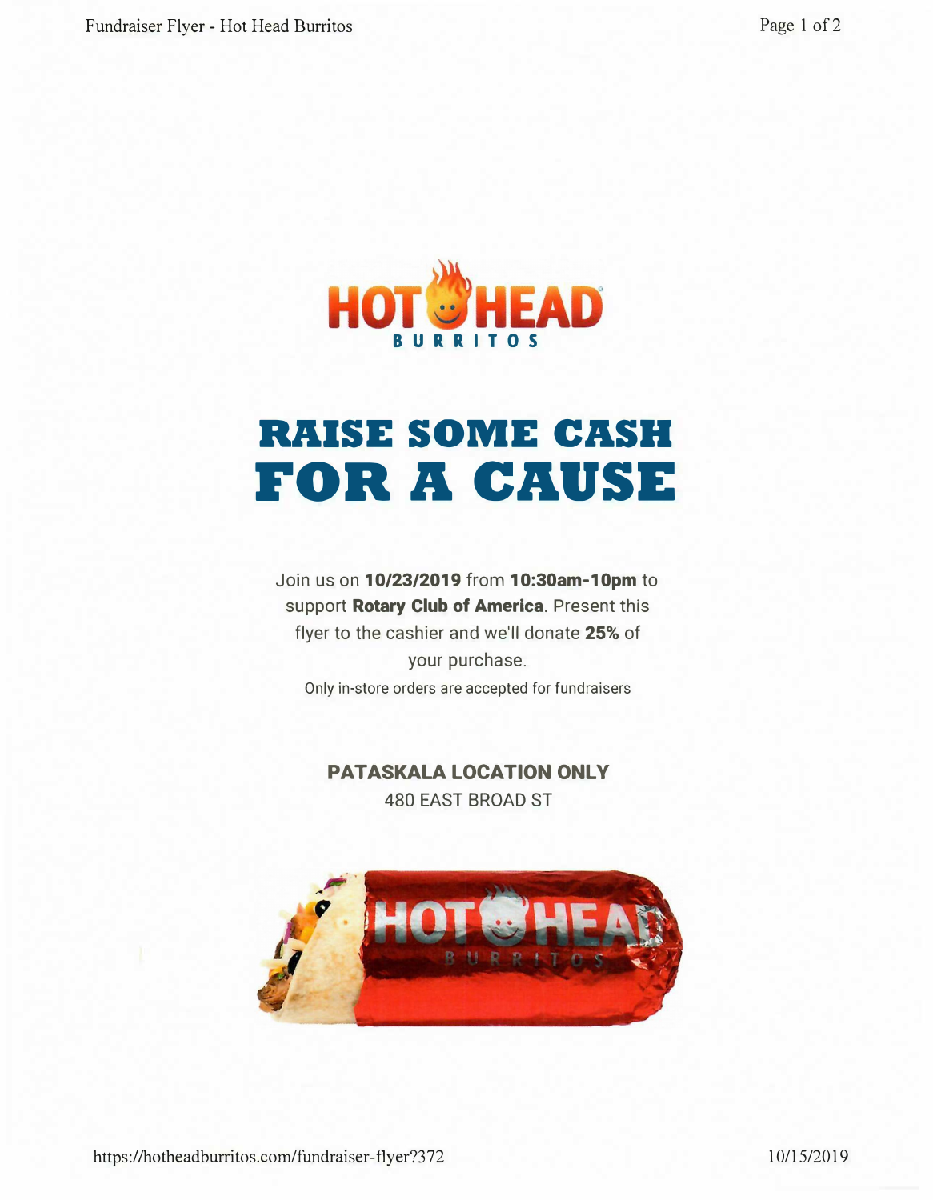# RAISE SOME CASH FOR A CAUSE

Join us on **10/23/2019** from **10:30am-10pm** to support **Rotary Club of America**. Present this flyer to the cashier and we'll donate **25%** of your purchase.

Only in-store orders are accepted for fundraisers

**PATASKALA LOCATION ONLY**

480 EAST BROAD ST